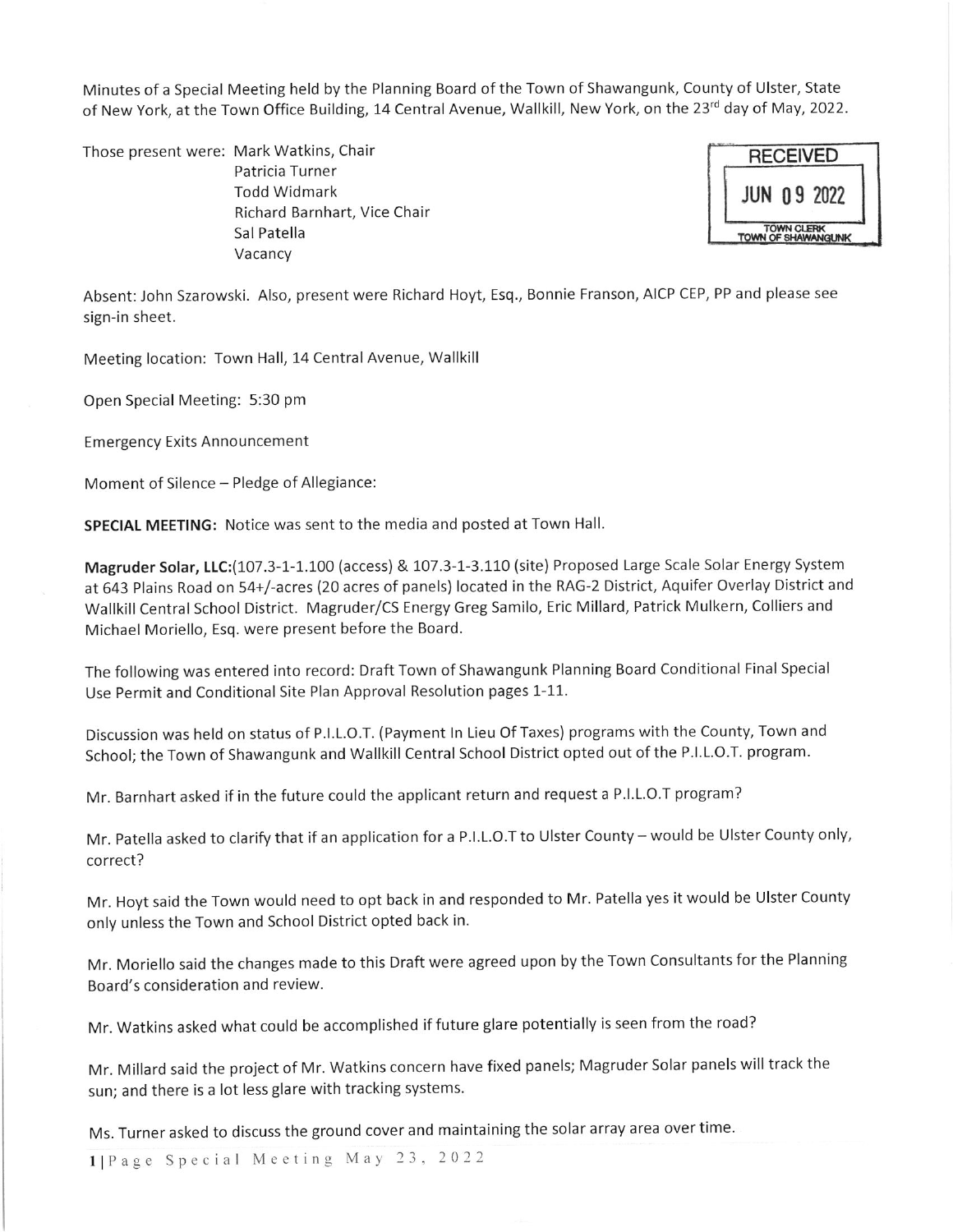Minutes of a Special Meeting held by the Planning Board of the Town of Shawangunk, County of Ulster, State of New York, at the Town Office Building, 14 Central Avenue, Wallkill, New York, on the 23rd day of May, 2022.

Those present were: Mark Watkins, Chair
Patricia Turner
Todd Widmark
Richard Barnhart, Vice Chair
Sal Patella
Vacancy

RECEIVED
JUN 09 2022
TOWN CLERK
TOWN OF SHAWANGUNK

Absent: John Szarowski. Also, present were Richard Hoyt, Esq., Bonnie Franson, AICP CEP, PP and please see sign-in sheet.

Meeting location: Town Hall, 14 Central Avenue, Wallkill

Open Special Meeting: 5:30 pm

Emergency Exits Announcement

Moment of Silence – Pledge of Allegiance:

**SPECIAL MEETING:** Notice was sent to the media and posted at Town Hall.

**Magruder Solar, LLC:**(107.3-1-1.100 (access) & 107.3-1-3.110 (site) Proposed Large Scale Solar Energy System at 643 Plains Road on 54+/-acres (20 acres of panels) located in the RAG-2 District, Aquifer Overlay District and Wallkill Central School District. Magruder/CS Energy Greg Samilo, Eric Millard, Patrick Mulkern, Colliers and Michael Moriello, Esq. were present before the Board.

The following was entered into record: Draft Town of Shawangunk Planning Board Conditional Final Special Use Permit and Conditional Site Plan Approval Resolution pages 1-11.

Discussion was held on status of P.I.L.O.T. (Payment In Lieu Of Taxes) programs with the County, Town and School; the Town of Shawangunk and Wallkill Central School District opted out of the P.I.L.O.T. program.

Mr. Barnhart asked if in the future could the applicant return and request a P.I.L.O.T program?

Mr. Patella asked to clarify that if an application for a P.I.L.O.T to Ulster County – would be Ulster County only, correct?

Mr. Hoyt said the Town would need to opt back in and responded to Mr. Patella yes it would be Ulster County only unless the Town and School District opted back in.

Mr. Moriello said the changes made to this Draft were agreed upon by the Town Consultants for the Planning Board's consideration and review.

Mr. Watkins asked what could be accomplished if future glare potentially is seen from the road?

Mr. Millard said the project of Mr. Watkins concern have fixed panels; Magruder Solar panels will track the sun; and there is a lot less glare with tracking systems.

Ms. Turner asked to discuss the ground cover and maintaining the solar array area over time.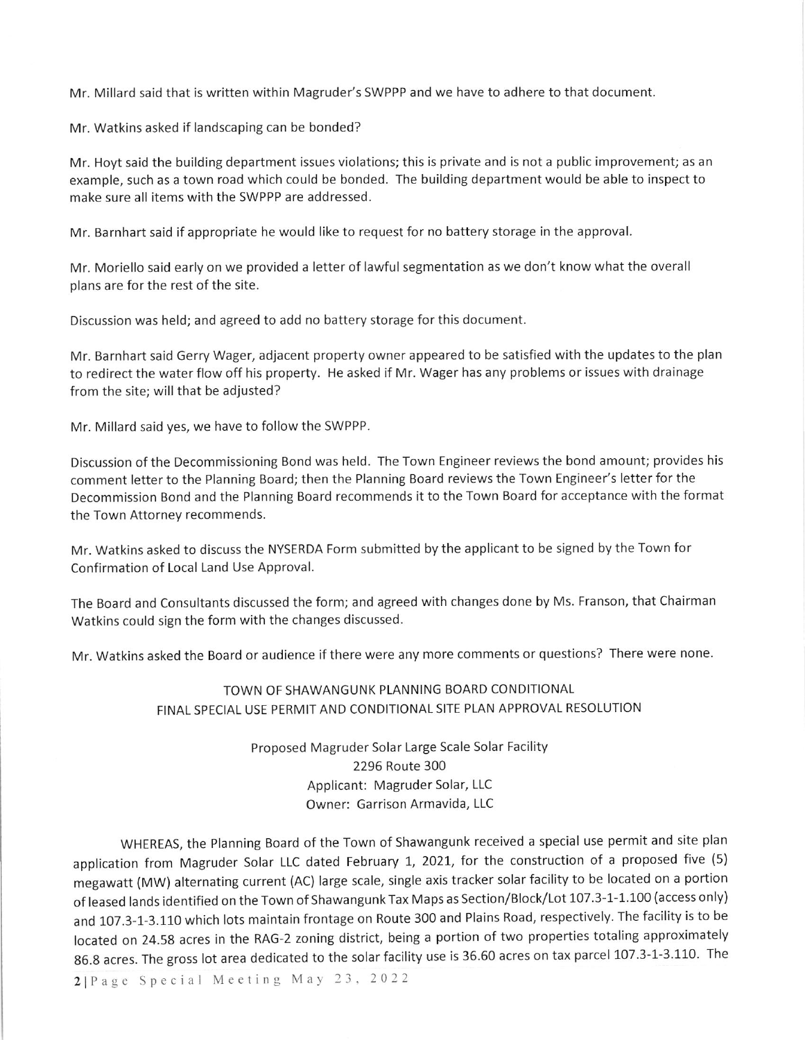Mr. Millard said that is written within Magruder's SWPPP and we have to adhere to that document.

Mr. Watkins asked if landscaping can be bonded?

Mr. Hoyt said the building department issues violations; this is private and is not a public improvement; as an example, such as a town road which could be bonded. The building department would be able to inspect to make sure all items with the SWPPP are addressed.

Mr. Barnhart said if appropriate he would like to request for no battery storage in the approval.

Mr. Moriello said early on we provided a letter of lawful segmentation as we don't know what the overall plans are for the rest of the site.

Discussion was held; and agreed to add no battery storage for this document.

Mr. Barnhart said Gerry Wager, adjacent property owner appeared to be satisfied with the updates to the plan to redirect the water flow off his property. He asked if Mr. Wager has any problems or issues with drainage from the site; will that be adjusted?

Mr. Millard said yes, we have to follow the SWPPP.

Discussion of the Decommissioning Bond was held. The Town Engineer reviews the bond amount; provides his comment letter to the Planning Board; then the Planning Board reviews the Town Engineer's letter for the Decommission Bond and the Planning Board recommends it to the Town Board for acceptance with the format the Town Attorney recommends.

Mr. Watkins asked to discuss the NYSERDA Form submitted by the applicant to be signed by the Town for Confirmation of Local Land Use Approval.

The Board and Consultants discussed the form; and agreed with changes done by Ms. Franson, that Chairman Watkins could sign the form with the changes discussed.

Mr. Watkins asked the Board or audience if there were any more comments or questions? There were none.

## TOWN OF SHAWANGUNK PLANNING BOARD CONDITIONAL FINAL SPECIAL USE PERMIT AND CONDITIONAL SITE PLAN APPROVAL RESOLUTION

Proposed Magruder Solar Large Scale Solar Facility
2296 Route 300
Applicant: Magruder Solar, LLC
Owner: Garrison Armavida, LLC

WHEREAS, the Planning Board of the Town of Shawangunk received a special use permit and site plan application from Magruder Solar LLC dated February 1, 2021, for the construction of a proposed five (5) megawatt (MW) alternating current (AC) large scale, single axis tracker solar facility to be located on a portion of leased lands identified on the Town of Shawangunk Tax Maps as Section/Block/Lot 107.3-1-1.100 (access only) and 107.3-1-3.110 which lots maintain frontage on Route 300 and Plains Road, respectively. The facility is to be located on 24.58 acres in the RAG-2 zoning district, being a portion of two properties totaling approximately 86.8 acres. The gross lot area dedicated to the solar facility use is 36.60 acres on tax parcel 107.3-1-3.110. The